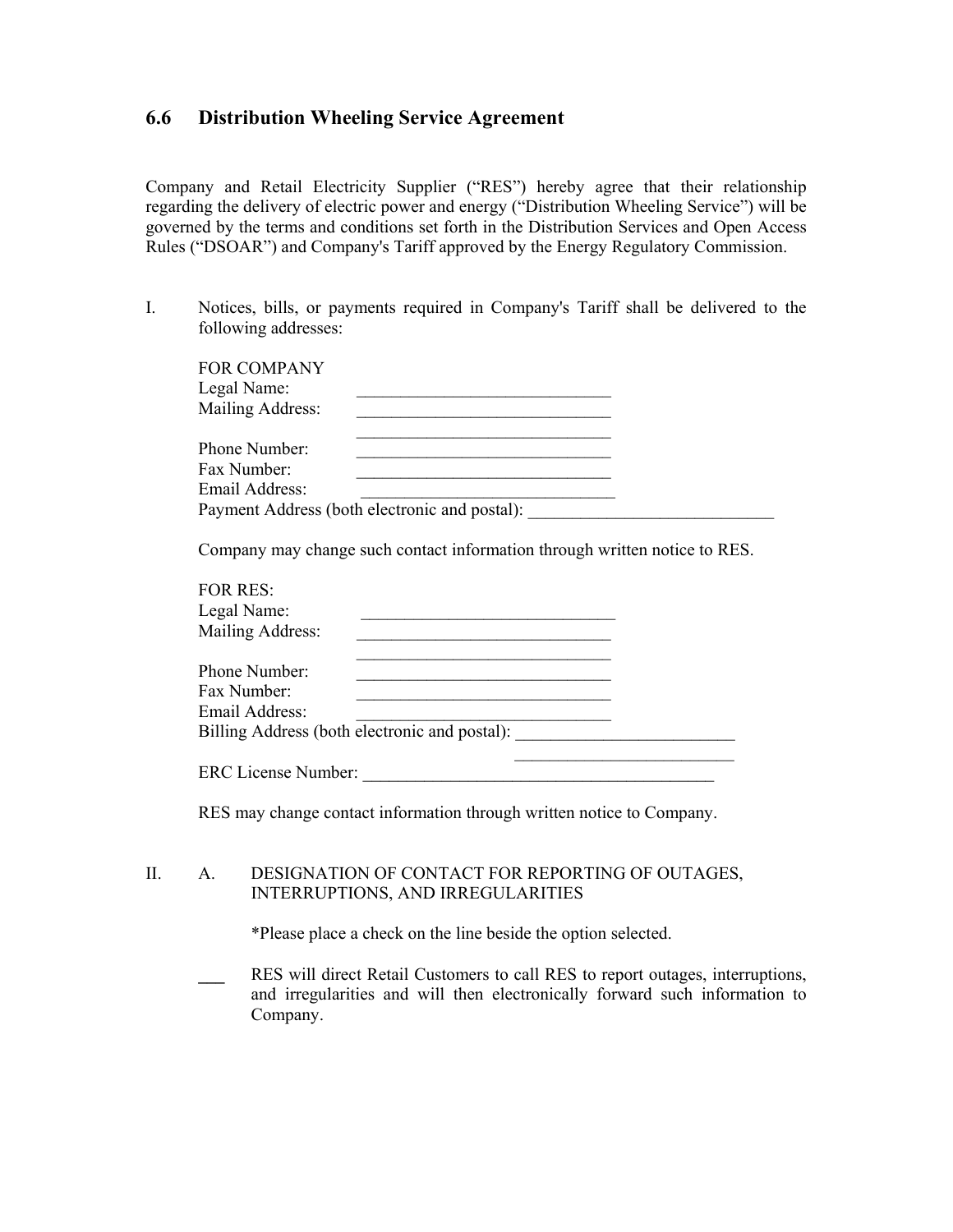## 6.6 Distribution Wheeling Service Agreement

Company and Retail Electricity Supplier ("RES") hereby agree that their relationship regarding the delivery of electric power and energy ("Distribution Wheeling Service") will be governed by the terms and conditions set forth in the Distribution Services and Open Access Rules ("DSOAR") and Company's Tariff approved by the Energy Regulatory Commission.

I. Notices, bills, or payments required in Company's Tariff shall be delivered to the following addresses:

FOR COMPANY
Legal Name: _____________________________
Mailing Address: _____________________________
_____________________________
Phone Number: _____________________________
Fax Number: _____________________________
Email Address: _____________________________
Payment Address (both electronic and postal): _____________________________

Company may change such contact information through written notice to RES.

FOR RES:
Legal Name: _____________________________
Mailing Address: _____________________________
_____________________________
Phone Number: _____________________________
Fax Number: _____________________________
Email Address: _____________________________
Billing Address (both electronic and postal): _________________________
_________________________
ERC License Number: __________________________________________

RES may change contact information through written notice to Company.

II. A. DESIGNATION OF CONTACT FOR REPORTING OF OUTAGES, INTERRUPTIONS, AND IRREGULARITIES

*Please place a check on the line beside the option selected.

___ RES will direct Retail Customers to call RES to report outages, interruptions, and irregularities and will then electronically forward such information to Company.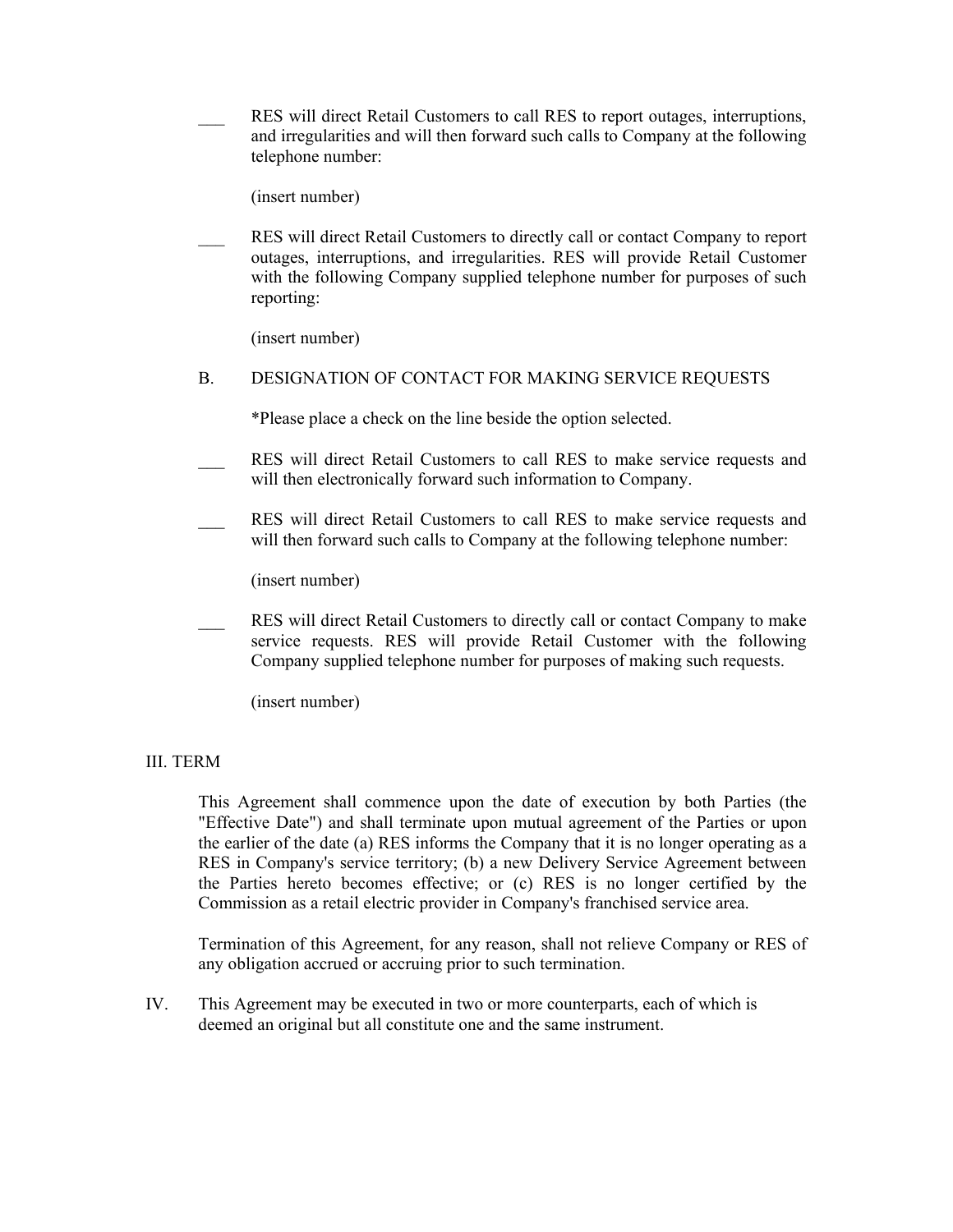___ RES will direct Retail Customers to call RES to report outages, interruptions, and irregularities and will then forward such calls to Company at the following telephone number:

(insert number)

___ RES will direct Retail Customers to directly call or contact Company to report outages, interruptions, and irregularities. RES will provide Retail Customer with the following Company supplied telephone number for purposes of such reporting:

(insert number)

B. DESIGNATION OF CONTACT FOR MAKING SERVICE REQUESTS

*Please place a check on the line beside the option selected.

___ RES will direct Retail Customers to call RES to make service requests and will then electronically forward such information to Company.

___ RES will direct Retail Customers to call RES to make service requests and will then forward such calls to Company at the following telephone number:

(insert number)

___ RES will direct Retail Customers to directly call or contact Company to make service requests. RES will provide Retail Customer with the following Company supplied telephone number for purposes of making such requests.

(insert number)

III. TERM

This Agreement shall commence upon the date of execution by both Parties (the "Effective Date") and shall terminate upon mutual agreement of the Parties or upon the earlier of the date (a) RES informs the Company that it is no longer operating as a RES in Company's service territory; (b) a new Delivery Service Agreement between the Parties hereto becomes effective; or (c) RES is no longer certified by the Commission as a retail electric provider in Company's franchised service area.

Termination of this Agreement, for any reason, shall not relieve Company or RES of any obligation accrued or accruing prior to such termination.

IV. This Agreement may be executed in two or more counterparts, each of which is deemed an original but all constitute one and the same instrument.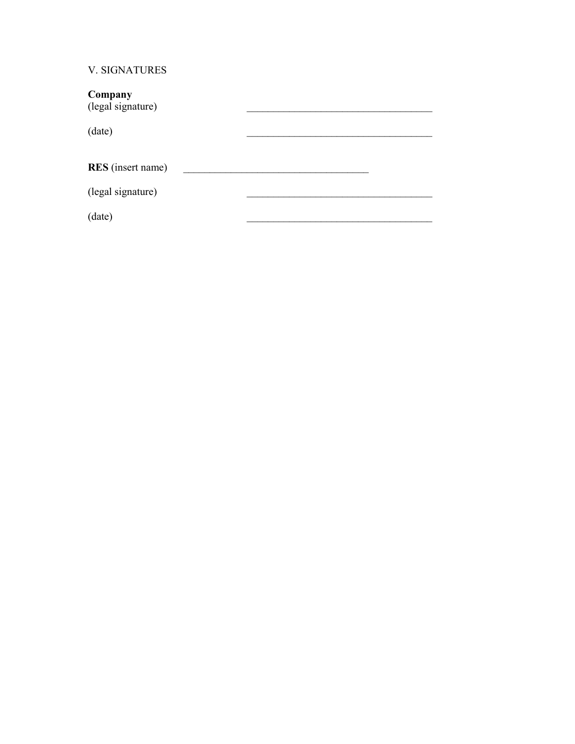V. SIGNATURES

**Company**
(legal signature) ___________________________________

(date) ___________________________________

**RES** (insert name) ___________________________________

(legal signature) ___________________________________

(date) ___________________________________